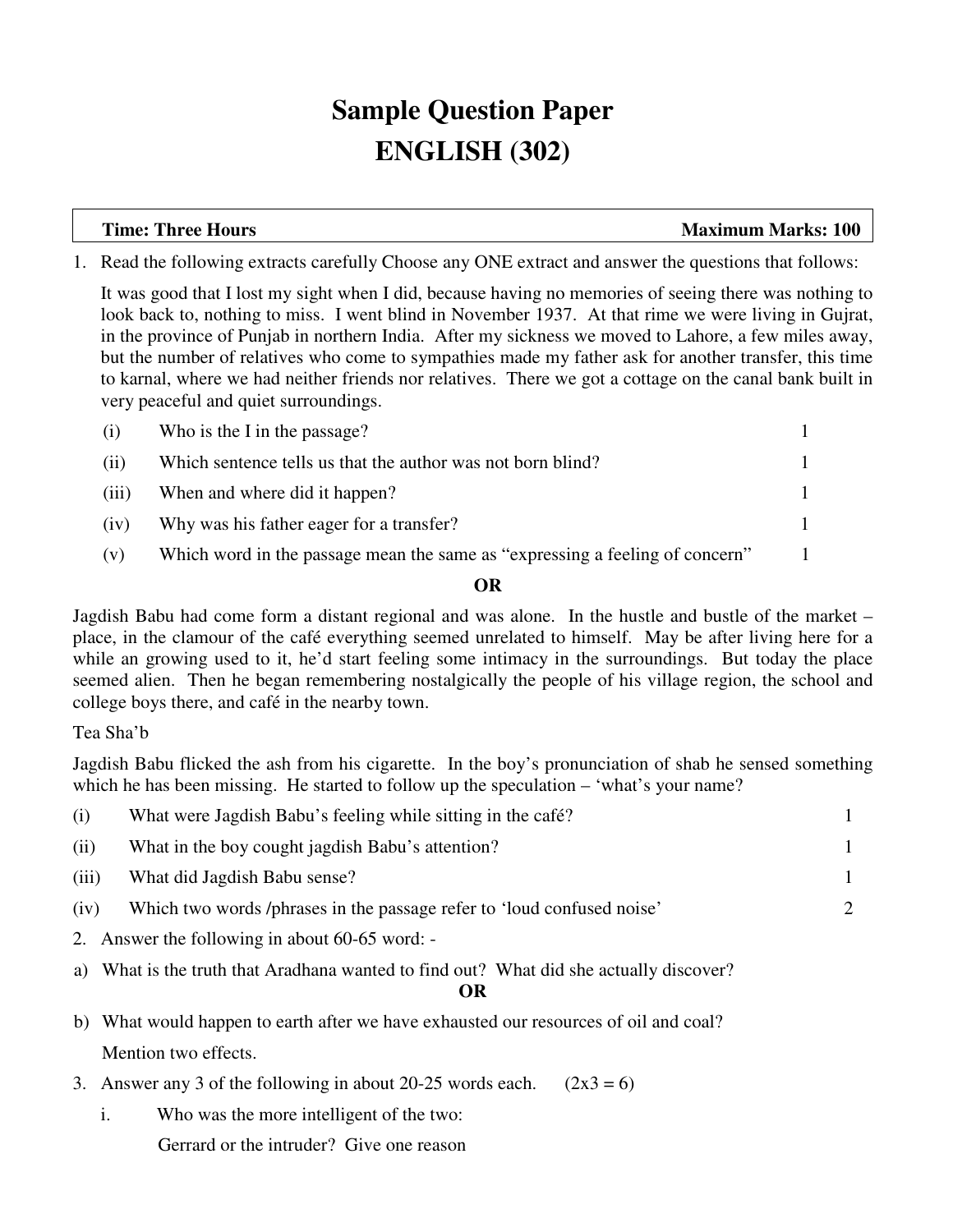# Sample Question Paper
# ENGLISH (302)

**Time: Three Hours** | **Maximum Marks: 100**

1. Read the following extracts carefully Choose any ONE extract and answer the questions that follows:

   It was good that I lost my sight when I did, because having no memories of seeing there was nothing to look back to, nothing to miss. I went blind in November 1937. At that rime we were living in Gujrat, in the province of Punjab in northern India. After my sickness we moved to Lahore, a few miles away, but the number of relatives who come to sympathies made my father ask for another transfer, this time to karnal, where we had neither friends nor relatives. There we got a cottage on the canal bank built in very peaceful and quiet surroundings.

   (i) Who is the I in the passage? 1

   (ii) Which sentence tells us that the author was not born blind? 1

   (iii) When and where did it happen? 1

   (iv) Why was his father eager for a transfer? 1

   (v) Which word in the passage mean the same as "expressing a feeling of concern" 1

**OR**

Jagdish Babu had come form a distant regional and was alone. In the hustle and bustle of the market – place, in the clamour of the café everything seemed unrelated to himself. May be after living here for a while an growing used to it, he'd start feeling some intimacy in the surroundings. But today the place seemed alien. Then he began remembering nostalgically the people of his village region, the school and college boys there, and café in the nearby town.

Tea Sha'b

Jagdish Babu flicked the ash from his cigarette. In the boy's pronunciation of shab he sensed something which he has been missing. He started to follow up the speculation – 'what's your name?

(i) What were Jagdish Babu's feeling while sitting in the café? 1

(ii) What in the boy cought jagdish Babu's attention? 1

(iii) What did Jagdish Babu sense? 1

(iv) Which two words /phrases in the passage refer to 'loud confused noise' 2

2. Answer the following in about 60-65 word: -

a) What is the truth that Aradhana wanted to find out? What did she actually discover?

**OR**

b) What would happen to earth after we have exhausted our resources of oil and coal?

   Mention two effects.

3. Answer any 3 of the following in about 20-25 words each. (2x3 = 6)

   i. Who was the more intelligent of the two:

      Gerrard or the intruder? Give one reason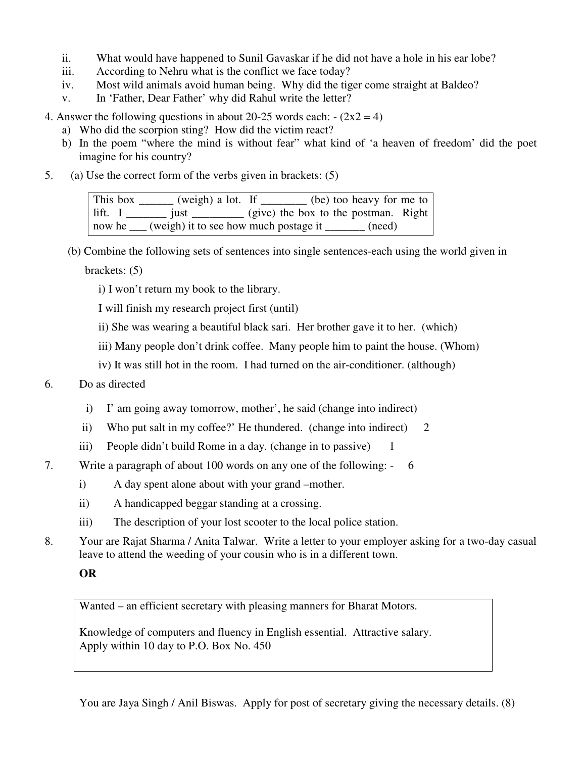ii. What would have happened to Sunil Gavaskar if he did not have a hole in his ear lobe?

iii. According to Nehru what is the conflict we face today?

iv. Most wild animals avoid human being. Why did the tiger come straight at Baldeo?

v. In 'Father, Dear Father' why did Rahul write the letter?

4. Answer the following questions in about 20-25 words each: - (2x2 = 4)

a) Who did the scorpion sting? How did the victim react?

b) In the poem "where the mind is without fear" what kind of 'a heaven of freedom' did the poet imagine for his country?

5. (a) Use the correct form of the verbs given in brackets: (5)

| This box ______ (weigh) a lot. If ________ (be) too heavy for me to lift. I _______ just _________ (give) the box to the postman. Right now he ___ (weigh) it to see how much postage it _______ (need) |
|---|

(b) Combine the following sets of sentences into single sentences-each using the world given in brackets: (5)

i) I won't return my book to the library.

I will finish my research project first (until)

ii) She was wearing a beautiful black sari. Her brother gave it to her. (which)

iii) Many people don't drink coffee. Many people him to paint the house. (Whom)

iv) It was still hot in the room. I had turned on the air-conditioner. (although)

6. Do as directed

i) I' am going away tomorrow, mother', he said (change into indirect)

ii) Who put salt in my coffee?' He thundered. (change into indirect) 2

iii) People didn't build Rome in a day. (change in to passive) 1

7. Write a paragraph of about 100 words on any one of the following: - 6

i) A day spent alone about with your grand –mother.

ii) A handicapped beggar standing at a crossing.

iii) The description of your lost scooter to the local police station.

8. Your are Rajat Sharma / Anita Talwar. Write a letter to your employer asking for a two-day casual leave to attend the weeding of your cousin who is in a different town.

**OR**

| Wanted – an efficient secretary with pleasing manners for Bharat Motors.<br><br>Knowledge of computers and fluency in English essential. Attractive salary.<br>Apply within 10 day to P.O. Box No. 450 |
|---|

You are Jaya Singh / Anil Biswas. Apply for post of secretary giving the necessary details. (8)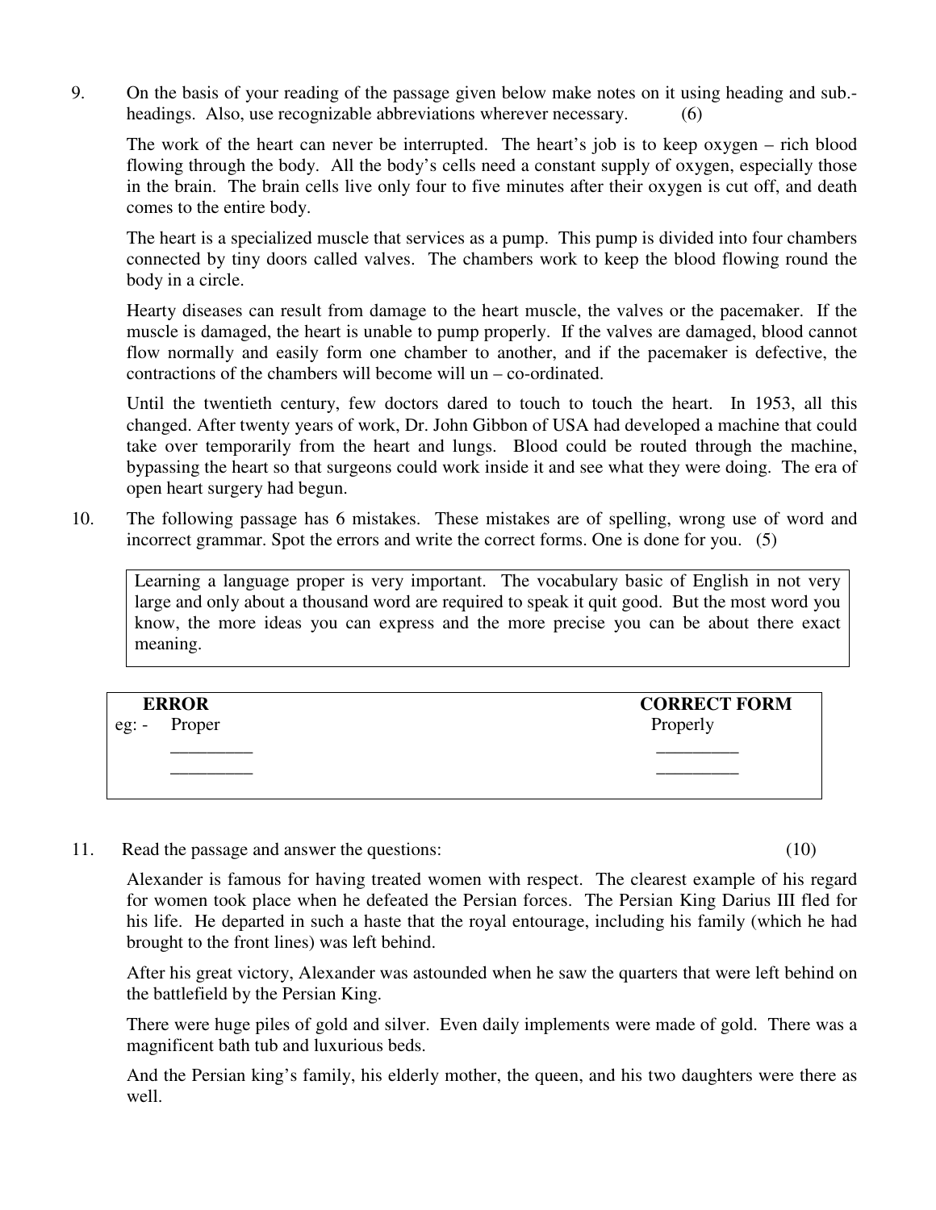9. On the basis of your reading of the passage given below make notes on it using heading and sub.-headings. Also, use recognizable abbreviations wherever necessary. (6)

The work of the heart can never be interrupted. The heart's job is to keep oxygen – rich blood flowing through the body. All the body's cells need a constant supply of oxygen, especially those in the brain. The brain cells live only four to five minutes after their oxygen is cut off, and death comes to the entire body.

The heart is a specialized muscle that services as a pump. This pump is divided into four chambers connected by tiny doors called valves. The chambers work to keep the blood flowing round the body in a circle.

Hearty diseases can result from damage to the heart muscle, the valves or the pacemaker. If the muscle is damaged, the heart is unable to pump properly. If the valves are damaged, blood cannot flow normally and easily form one chamber to another, and if the pacemaker is defective, the contractions of the chambers will become will un – co-ordinated.

Until the twentieth century, few doctors dared to touch to touch the heart. In 1953, all this changed. After twenty years of work, Dr. John Gibbon of USA had developed a machine that could take over temporarily from the heart and lungs. Blood could be routed through the machine, bypassing the heart so that surgeons could work inside it and see what they were doing. The era of open heart surgery had begun.

10. The following passage has 6 mistakes. These mistakes are of spelling, wrong use of word and incorrect grammar. Spot the errors and write the correct forms. One is done for you. (5)

> Learning a language proper is very important. The vocabulary basic of English in not very large and only about a thousand word are required to speak it quit good. But the most word you know, the more ideas you can express and the more precise you can be about there exact meaning.

| | ERROR | CORRECT FORM |
|---|---|---|
| eg: - | Proper | Properly |
| | _________ | _________ |
| | _________ | _________ |

11. Read the passage and answer the questions: (10)

Alexander is famous for having treated women with respect. The clearest example of his regard for women took place when he defeated the Persian forces. The Persian King Darius III fled for his life. He departed in such a haste that the royal entourage, including his family (which he had brought to the front lines) was left behind.

After his great victory, Alexander was astounded when he saw the quarters that were left behind on the battlefield by the Persian King.

There were huge piles of gold and silver. Even daily implements were made of gold. There was a magnificent bath tub and luxurious beds.

And the Persian king's family, his elderly mother, the queen, and his two daughters were there as well.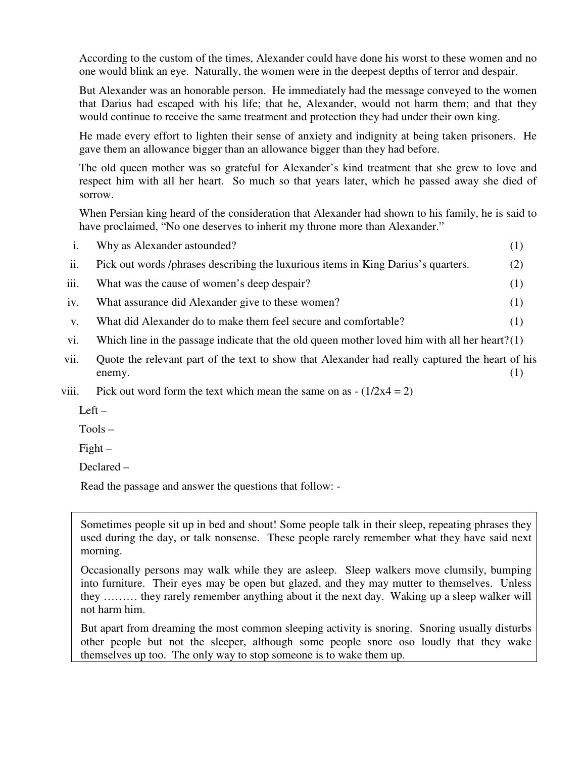According to the custom of the times, Alexander could have done his worst to these women and no one would blink an eye. Naturally, the women were in the deepest depths of terror and despair.

But Alexander was an honorable person. He immediately had the message conveyed to the women that Darius had escaped with his life; that he, Alexander, would not harm them; and that they would continue to receive the same treatment and protection they had under their own king.

He made every effort to lighten their sense of anxiety and indignity at being taken prisoners. He gave them an allowance bigger than an allowance bigger than they had before.

The old queen mother was so grateful for Alexander's kind treatment that she grew to love and respect him with all her heart. So much so that years later, which he passed away she died of sorrow.

When Persian king heard of the consideration that Alexander had shown to his family, he is said to have proclaimed, "No one deserves to inherit my throne more than Alexander."

i. Why as Alexander astounded? (1)

ii. Pick out words /phrases describing the luxurious items in King Darius's quarters. (2)

iii. What was the cause of women's deep despair? (1)

iv. What assurance did Alexander give to these women? (1)

v. What did Alexander do to make them feel secure and comfortable? (1)

vi. Which line in the passage indicate that the old queen mother loved him with all her heart? (1)

vii. Quote the relevant part of the text to show that Alexander had really captured the heart of his enemy. (1)

viii. Pick out word form the text which mean the same on as - (1/2x4 = 2)

Left –

Tools –

Fight –

Declared –

Read the passage and answer the questions that follow: -

Sometimes people sit up in bed and shout! Some people talk in their sleep, repeating phrases they used during the day, or talk nonsense. These people rarely remember what they have said next morning.

Occasionally persons may walk while they are asleep. Sleep walkers move clumsily, bumping into furniture. Their eyes may be open but glazed, and they may mutter to themselves. Unless they ……… they rarely remember anything about it the next day. Waking up a sleep walker will not harm him.

But apart from dreaming the most common sleeping activity is snoring. Snoring usually disturbs other people but not the sleeper, although some people snore oso loudly that they wake themselves up too. The only way to stop someone is to wake them up.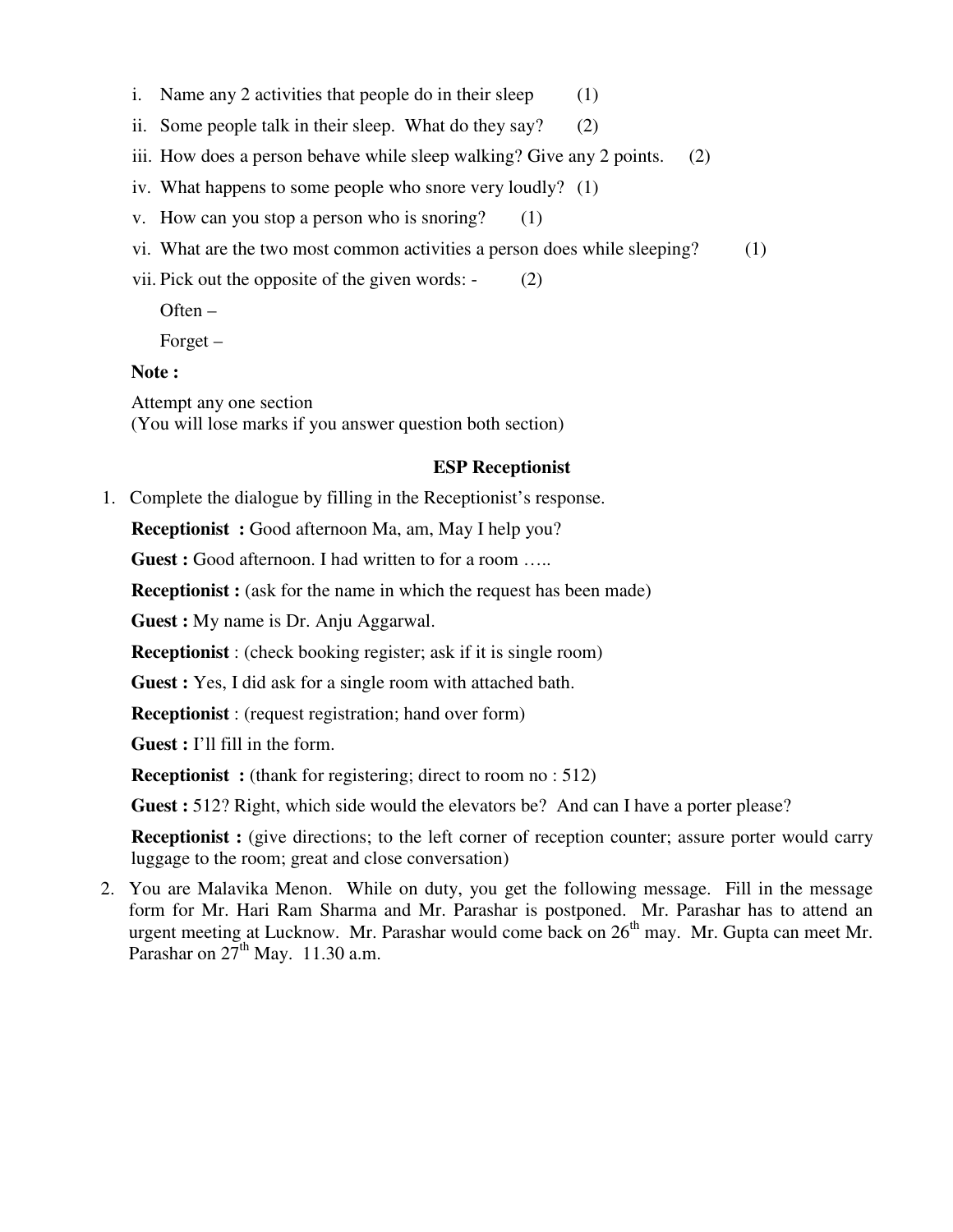i. Name any 2 activities that people do in their sleep (1)

ii. Some people talk in their sleep. What do they say? (2)

iii. How does a person behave while sleep walking? Give any 2 points. (2)

iv. What happens to some people who snore very loudly? (1)

v. How can you stop a person who is snoring? (1)

vi. What are the two most common activities a person does while sleeping? (1)

vii. Pick out the opposite of the given words: - (2)

Often –

Forget –

**Note :**

Attempt any one section
(You will lose marks if you answer question both section)

### ESP Receptionist

1. Complete the dialogue by filling in the Receptionist's response.

   **Receptionist :** Good afternoon Ma, am, May I help you?

   **Guest :** Good afternoon. I had written to for a room …..

   **Receptionist :** (ask for the name in which the request has been made)

   **Guest :** My name is Dr. Anju Aggarwal.

   **Receptionist** : (check booking register; ask if it is single room)

   **Guest :** Yes, I did ask for a single room with attached bath.

   **Receptionist** : (request registration; hand over form)

   **Guest :** I'll fill in the form.

   **Receptionist :** (thank for registering; direct to room no : 512)

   **Guest :** 512? Right, which side would the elevators be? And can I have a porter please?

   **Receptionist :** (give directions; to the left corner of reception counter; assure porter would carry luggage to the room; great and close conversation)

2. You are Malavika Menon. While on duty, you get the following message. Fill in the message form for Mr. Hari Ram Sharma and Mr. Parashar is postponed. Mr. Parashar has to attend an urgent meeting at Lucknow. Mr. Parashar would come back on 26th may. Mr. Gupta can meet Mr. Parashar on 27th May. 11.30 a.m.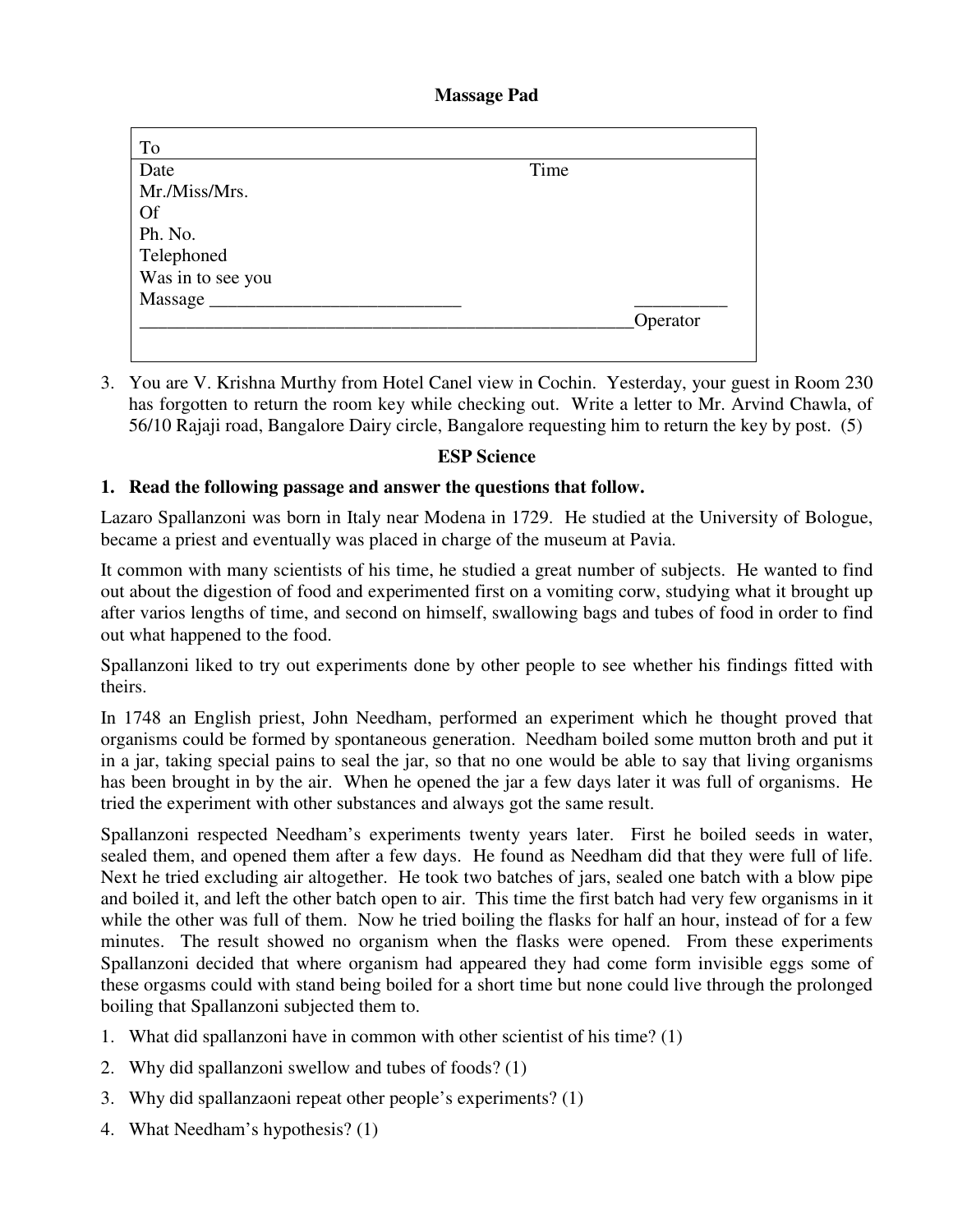**Massage Pad**

| To | |
|---|---|
| Date | Time |
| Mr./Miss/Mrs. | |
| Of | |
| Ph. No. | |
| Telephoned | |
| Was in to see you | |
| Massage ___________________________ | __________ |
| ______________________________________________________ | Operator |

3. You are V. Krishna Murthy from Hotel Canel view in Cochin. Yesterday, your guest in Room 230 has forgotten to return the room key while checking out. Write a letter to Mr. Arvind Chawla, of 56/10 Rajaji road, Bangalore Dairy circle, Bangalore requesting him to return the key by post. (5)

**ESP Science**

**1. Read the following passage and answer the questions that follow.**

Lazaro Spallanzoni was born in Italy near Modena in 1729. He studied at the University of Bologue, became a priest and eventually was placed in charge of the museum at Pavia.

It common with many scientists of his time, he studied a great number of subjects. He wanted to find out about the digestion of food and experimented first on a vomiting corw, studying what it brought up after varios lengths of time, and second on himself, swallowing bags and tubes of food in order to find out what happened to the food.

Spallanzoni liked to try out experiments done by other people to see whether his findings fitted with theirs.

In 1748 an English priest, John Needham, performed an experiment which he thought proved that organisms could be formed by spontaneous generation. Needham boiled some mutton broth and put it in a jar, taking special pains to seal the jar, so that no one would be able to say that living organisms has been brought in by the air. When he opened the jar a few days later it was full of organisms. He tried the experiment with other substances and always got the same result.

Spallanzoni respected Needham's experiments twenty years later. First he boiled seeds in water, sealed them, and opened them after a few days. He found as Needham did that they were full of life. Next he tried excluding air altogether. He took two batches of jars, sealed one batch with a blow pipe and boiled it, and left the other batch open to air. This time the first batch had very few organisms in it while the other was full of them. Now he tried boiling the flasks for half an hour, instead of for a few minutes. The result showed no organism when the flasks were opened. From these experiments Spallanzoni decided that where organism had appeared they had come form invisible eggs some of these orgasms could with stand being boiled for a short time but none could live through the prolonged boiling that Spallanzoni subjected them to.

1. What did spallanzoni have in common with other scientist of his time? (1)
2. Why did spallanzoni swellow and tubes of foods? (1)
3. Why did spallanzaoni repeat other people's experiments? (1)
4. What Needham's hypothesis? (1)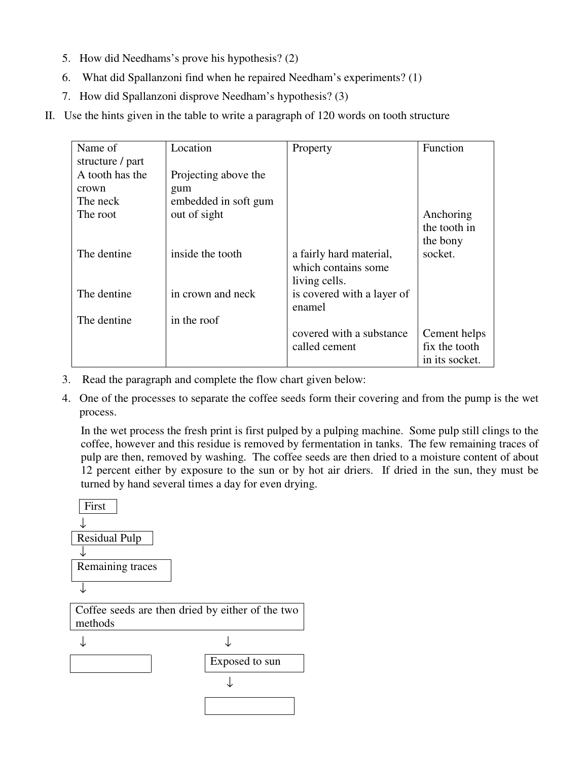5. How did Needhams's prove his hypothesis? (2)
6. What did Spallanzoni find when he repaired Needham's experiments? (1)
7. How did Spallanzoni disprove Needham's hypothesis? (3)

II. Use the hints given in the table to write a paragraph of 120 words on tooth structure

| Name of structure / part | Location | Property | Function |
|---|---|---|---|
| A tooth has the crown | Projecting above the gum | | |
| The neck | embedded in soft gum | | |
| The root | out of sight | | Anchoring the tooth in the bony socket. |
| The dentine | inside the tooth | a fairly hard material, which contains some living cells. | |
| The dentine | in crown and neck | is covered with a layer of enamel | |
| The dentine | in the roof | | |
| | | covered with a substance called cement | Cement helps fix the tooth in its socket. |

3. Read the paragraph and complete the flow chart given below:
4. One of the processes to separate the coffee seeds form their covering and from the pump is the wet process.

   In the wet process the fresh print is first pulped by a pulping machine. Some pulp still clings to the coffee, however and this residue is removed by fermentation in tanks. The few remaining traces of pulp are then, removed by washing. The coffee seeds are then dried to a moisture content of about 12 percent either by exposure to the sun or by hot air driers. If dried in the sun, they must be turned by hand several times a day for even drying.

First

↓

Residual Pulp

↓

Remaining traces

↓

Coffee seeds are then dried by either of the two methods

↓ ↓

[ ] Exposed to sun

↓

[ ]